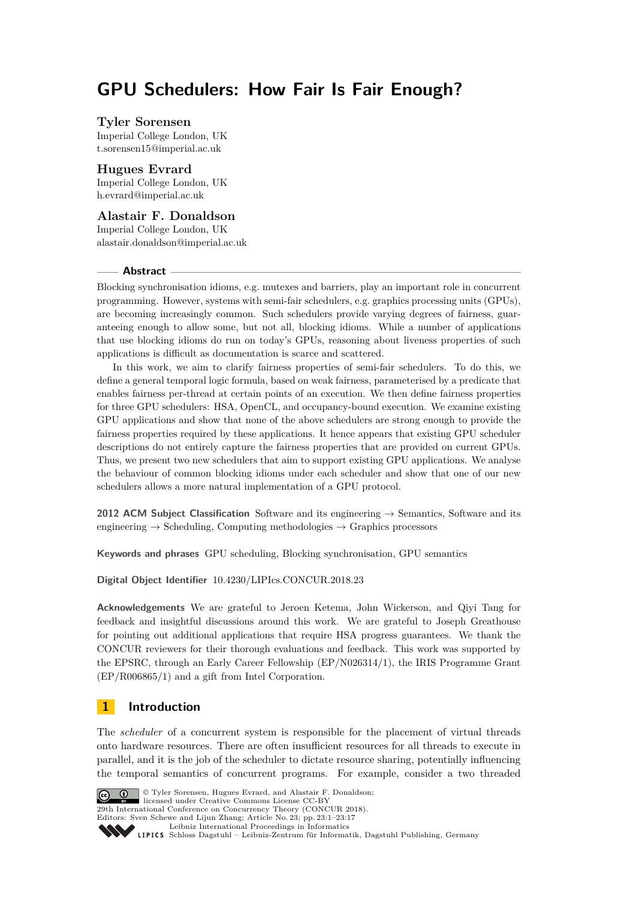# GPU Schedulers: How Fair Is Fair Enough?

**Tyler Sorensen**
Imperial College London, UK
t.sorensen15@imperial.ac.uk

**Hugues Evrard**
Imperial College London, UK
h.evrard@imperial.ac.uk

**Alastair F. Donaldson**
Imperial College London, UK
alastair.donaldson@imperial.ac.uk

## Abstract

Blocking synchronisation idioms, e.g. mutexes and barriers, play an important role in concurrent programming. However, systems with semi-fair schedulers, e.g. graphics processing units (GPUs), are becoming increasingly common. Such schedulers provide varying degrees of fairness, guaranteeing enough to allow some, but not all, blocking idioms. While a number of applications that use blocking idioms do run on today's GPUs, reasoning about liveness properties of such applications is difficult as documentation is scarce and scattered.

In this work, we aim to clarify fairness properties of semi-fair schedulers. To do this, we define a general temporal logic formula, based on weak fairness, parameterised by a predicate that enables fairness per-thread at certain points of an execution. We then define fairness properties for three GPU schedulers: HSA, OpenCL, and occupancy-bound execution. We examine existing GPU applications and show that none of the above schedulers are strong enough to provide the fairness properties required by these applications. It hence appears that existing GPU scheduler descriptions do not entirely capture the fairness properties that are provided on current GPUs. Thus, we present two new schedulers that aim to support existing GPU applications. We analyse the behaviour of common blocking idioms under each scheduler and show that one of our new schedulers allows a more natural implementation of a GPU protocol.

**2012 ACM Subject Classification** Software and its engineering → Semantics, Software and its engineering → Scheduling, Computing methodologies → Graphics processors

**Keywords and phrases** GPU scheduling, Blocking synchronisation, GPU semantics

**Digital Object Identifier** 10.4230/LIPIcs.CONCUR.2018.23

**Acknowledgements** We are grateful to Jeroen Ketema, John Wickerson, and Qiyi Tang for feedback and insightful discussions around this work. We are grateful to Joseph Greathouse for pointing out additional applications that require HSA progress guarantees. We thank the CONCUR reviewers for their thorough evaluations and feedback. This work was supported by the EPSRC, through an Early Career Fellowship (EP/N026314/1), the IRIS Programme Grant (EP/R006865/1) and a gift from Intel Corporation.

## 1 Introduction

The *scheduler* of a concurrent system is responsible for the placement of virtual threads onto hardware resources. There are often insufficient resources for all threads to execute in parallel, and it is the job of the scheduler to dictate resource sharing, potentially influencing the temporal semantics of concurrent programs. For example, consider a two threaded

© Tyler Sorensen, Hugues Evrard, and Alastair F. Donaldson;
licensed under Creative Commons License CC-BY
29th International Conference on Concurrency Theory (CONCUR 2018).
Editors: Sven Schewe and Lijun Zhang; Article No. 23; pp. 23:1–23:17
Leibniz International Proceedings in Informatics
LIPICS Schloss Dagstuhl – Leibniz-Zentrum für Informatik, Dagstuhl Publishing, Germany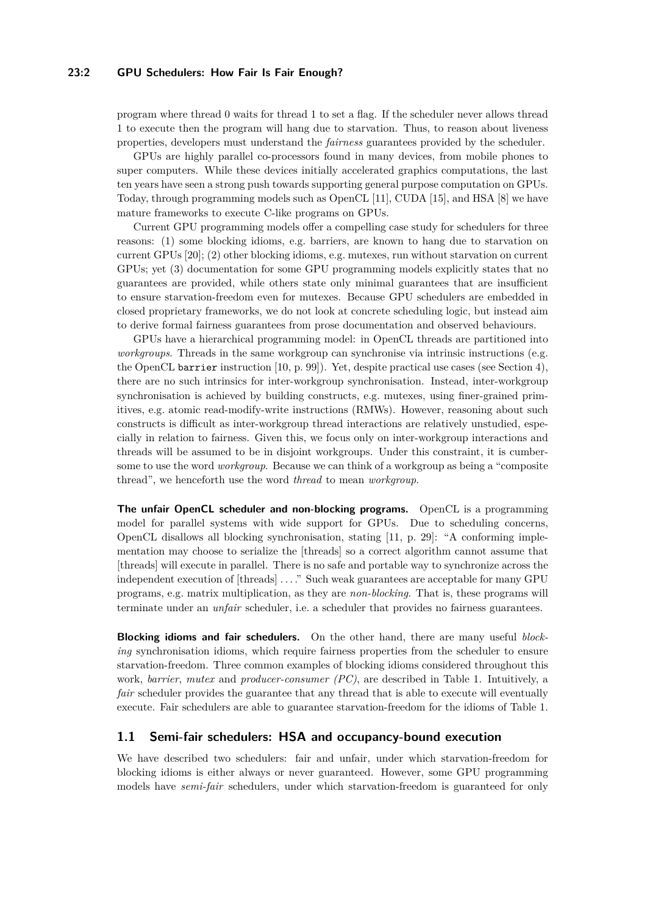program where thread 0 waits for thread 1 to set a flag. If the scheduler never allows thread 1 to execute then the program will hang due to starvation. Thus, to reason about liveness properties, developers must understand the *fairness* guarantees provided by the scheduler.

GPUs are highly parallel co-processors found in many devices, from mobile phones to super computers. While these devices initially accelerated graphics computations, the last ten years have seen a strong push towards supporting general purpose computation on GPUs. Today, through programming models such as OpenCL [11], CUDA [15], and HSA [8] we have mature frameworks to execute C-like programs on GPUs.

Current GPU programming models offer a compelling case study for schedulers for three reasons: (1) some blocking idioms, e.g. barriers, are known to hang due to starvation on current GPUs [20]; (2) other blocking idioms, e.g. mutexes, run without starvation on current GPUs; yet (3) documentation for some GPU programming models explicitly states that no guarantees are provided, while others state only minimal guarantees that are insufficient to ensure starvation-freedom even for mutexes. Because GPU schedulers are embedded in closed proprietary frameworks, we do not look at concrete scheduling logic, but instead aim to derive formal fairness guarantees from prose documentation and observed behaviours.

GPUs have a hierarchical programming model: in OpenCL threads are partitioned into *workgroups*. Threads in the same workgroup can synchronise via intrinsic instructions (e.g. the OpenCL `barrier` instruction [10, p. 99]). Yet, despite practical use cases (see Section 4), there are no such intrinsics for inter-workgroup synchronisation. Instead, inter-workgroup synchronisation is achieved by building constructs, e.g. mutexes, using finer-grained primitives, e.g. atomic read-modify-write instructions (RMWs). However, reasoning about such constructs is difficult as inter-workgroup thread interactions are relatively unstudied, especially in relation to fairness. Given this, we focus only on inter-workgroup interactions and threads will be assumed to be in disjoint workgroups. Under this constraint, it is cumbersome to use the word *workgroup*. Because we can think of a workgroup as being a "composite thread", we henceforth use the word *thread* to mean *workgroup*.

**The unfair OpenCL scheduler and non-blocking programs.** OpenCL is a programming model for parallel systems with wide support for GPUs. Due to scheduling concerns, OpenCL disallows all blocking synchronisation, stating [11, p. 29]: "A conforming implementation may choose to serialize the [threads] so a correct algorithm cannot assume that [threads] will execute in parallel. There is no safe and portable way to synchronize across the independent execution of [threads] ...." Such weak guarantees are acceptable for many GPU programs, e.g. matrix multiplication, as they are *non-blocking*. That is, these programs will terminate under an *unfair* scheduler, i.e. a scheduler that provides no fairness guarantees.

**Blocking idioms and fair schedulers.** On the other hand, there are many useful *blocking* synchronisation idioms, which require fairness properties from the scheduler to ensure starvation-freedom. Three common examples of blocking idioms considered throughout this work, *barrier*, *mutex* and *producer-consumer (PC)*, are described in Table 1. Intuitively, a *fair* scheduler provides the guarantee that any thread that is able to execute will eventually execute. Fair schedulers are able to guarantee starvation-freedom for the idioms of Table 1.

## 1.1 Semi-fair schedulers: HSA and occupancy-bound execution

We have described two schedulers: fair and unfair, under which starvation-freedom for blocking idioms is either always or never guaranteed. However, some GPU programming models have *semi-fair* schedulers, under which starvation-freedom is guaranteed for only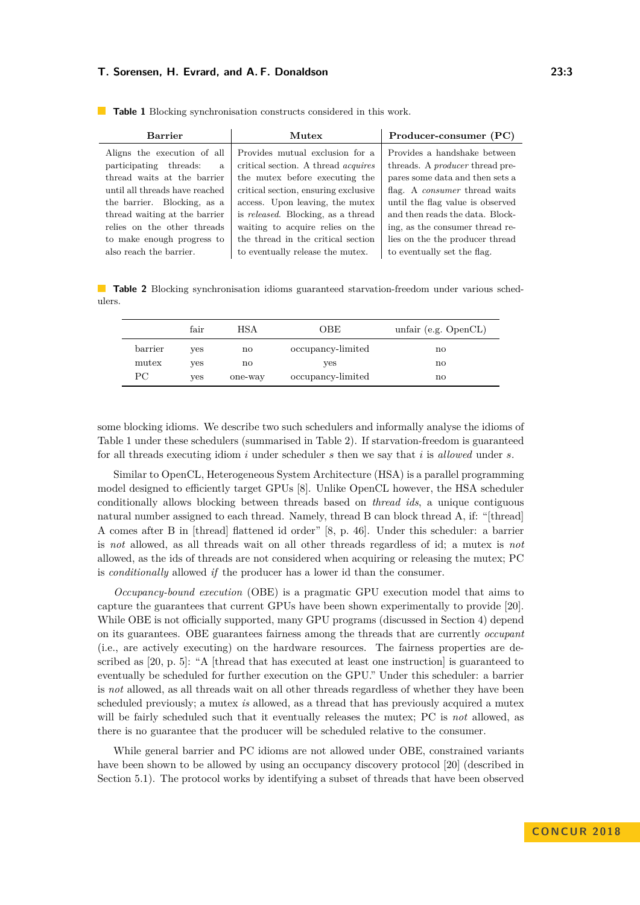**Table 1** Blocking synchronisation constructs considered in this work.

| Barrier | Mutex | Producer-consumer (PC) |
|---|---|---|
| Aligns the execution of all participating threads: a thread waits at the barrier until all threads have reached the barrier. Blocking, as a thread waiting at the barrier relies on the other threads to make enough progress to also reach the barrier. | Provides mutual exclusion for a critical section. A thread *acquires* the mutex before executing the critical section, ensuring exclusive access. Upon leaving, the mutex is *released*. Blocking, as a thread waiting to acquire relies on the the thread in the critical section to eventually release the mutex. | Provides a handshake between threads. A *producer* thread prepares some data and then sets a flag. A *consumer* thread waits until the flag value is observed and then reads the data. Blocking, as the consumer thread relies on the the producer thread to eventually set the flag. |

**Table 2** Blocking synchronisation idioms guaranteed starvation-freedom under various schedulers.

| | fair | HSA | OBE | unfair (e.g. OpenCL) |
|---|---|---|---|---|
| barrier | yes | no | occupancy-limited | no |
| mutex | yes | no | yes | no |
| PC | yes | one-way | occupancy-limited | no |

some blocking idioms. We describe two such schedulers and informally analyse the idioms of Table 1 under these schedulers (summarised in Table 2). If starvation-freedom is guaranteed for all threads executing idiom $i$ under scheduler $s$ then we say that $i$ is *allowed* under $s$.

Similar to OpenCL, Heterogeneous System Architecture (HSA) is a parallel programming model designed to efficiently target GPUs [8]. Unlike OpenCL however, the HSA scheduler conditionally allows blocking between threads based on *thread ids*, a unique contiguous natural number assigned to each thread. Namely, thread B can block thread A, if: "[thread] A comes after B in [thread] flattened id order" [8, p. 46]. Under this scheduler: a barrier is *not* allowed, as all threads wait on all other threads regardless of id; a mutex is *not* allowed, as the ids of threads are not considered when acquiring or releasing the mutex; PC is *conditionally* allowed *if* the producer has a lower id than the consumer.

*Occupancy-bound execution* (OBE) is a pragmatic GPU execution model that aims to capture the guarantees that current GPUs have been shown experimentally to provide [20]. While OBE is not officially supported, many GPU programs (discussed in Section 4) depend on its guarantees. OBE guarantees fairness among the threads that are currently *occupant* (i.e., are actively executing) on the hardware resources. The fairness properties are described as [20, p. 5]: "A [thread that has executed at least one instruction] is guaranteed to eventually be scheduled for further execution on the GPU." Under this scheduler: a barrier is *not* allowed, as all threads wait on all other threads regardless of whether they have been scheduled previously; a mutex *is* allowed, as a thread that has previously acquired a mutex will be fairly scheduled such that it eventually releases the mutex; PC is *not* allowed, as there is no guarantee that the producer will be scheduled relative to the consumer.

While general barrier and PC idioms are not allowed under OBE, constrained variants have been shown to be allowed by using an occupancy discovery protocol [20] (described in Section 5.1). The protocol works by identifying a subset of threads that have been observed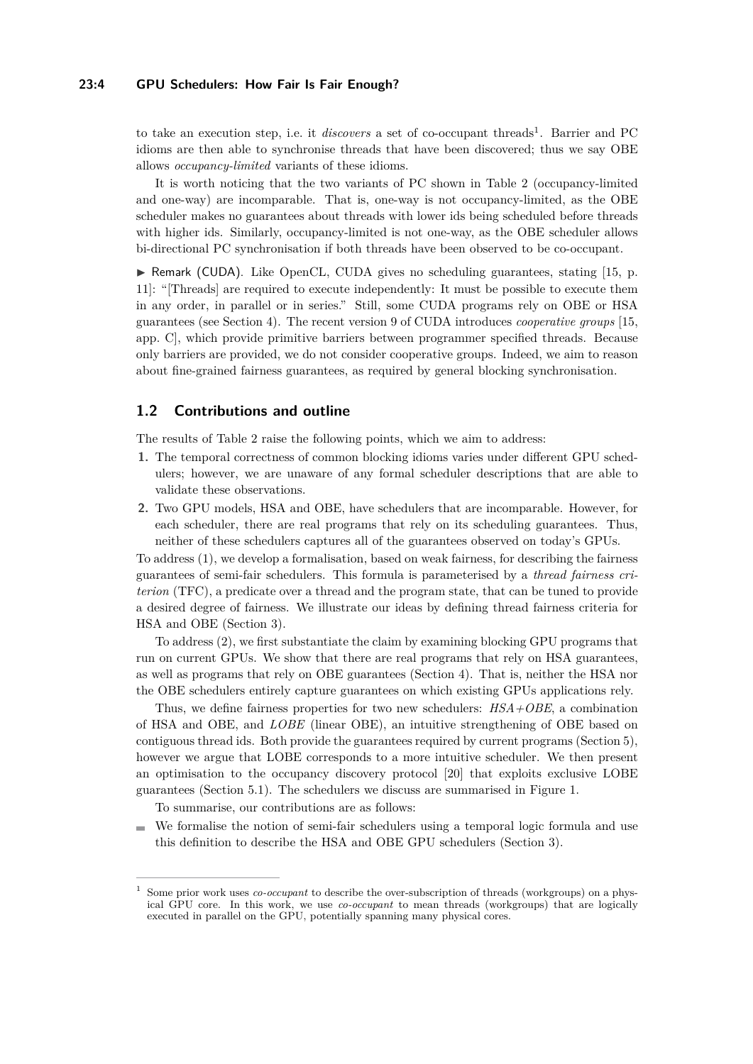to take an execution step, i.e. it *discovers* a set of co-occupant threads[1]. Barrier and PC idioms are then able to synchronise threads that have been discovered; thus we say OBE allows *occupancy-limited* variants of these idioms.

It is worth noticing that the two variants of PC shown in Table 2 (occupancy-limited and one-way) are incomparable. That is, one-way is not occupancy-limited, as the OBE scheduler makes no guarantees about threads with lower ids being scheduled before threads with higher ids. Similarly, occupancy-limited is not one-way, as the OBE scheduler allows bi-directional PC synchronisation if both threads have been observed to be co-occupant.

▶ Remark (CUDA). Like OpenCL, CUDA gives no scheduling guarantees, stating [15, p. 11]: "[Threads] are required to execute independently: It must be possible to execute them in any order, in parallel or in series." Still, some CUDA programs rely on OBE or HSA guarantees (see Section 4). The recent version 9 of CUDA introduces *cooperative groups* [15, app. C], which provide primitive barriers between programmer specified threads. Because only barriers are provided, we do not consider cooperative groups. Indeed, we aim to reason about fine-grained fairness guarantees, as required by general blocking synchronisation.

## 1.2 Contributions and outline

The results of Table 2 raise the following points, which we aim to address:

1. The temporal correctness of common blocking idioms varies under different GPU schedulers; however, we are unaware of any formal scheduler descriptions that are able to validate these observations.
2. Two GPU models, HSA and OBE, have schedulers that are incomparable. However, for each scheduler, there are real programs that rely on its scheduling guarantees. Thus, neither of these schedulers captures all of the guarantees observed on today's GPUs.

To address (1), we develop a formalisation, based on weak fairness, for describing the fairness guarantees of semi-fair schedulers. This formula is parameterised by a *thread fairness criterion* (TFC), a predicate over a thread and the program state, that can be tuned to provide a desired degree of fairness. We illustrate our ideas by defining thread fairness criteria for HSA and OBE (Section 3).

To address (2), we first substantiate the claim by examining blocking GPU programs that run on current GPUs. We show that there are real programs that rely on HSA guarantees, as well as programs that rely on OBE guarantees (Section 4). That is, neither the HSA nor the OBE schedulers entirely capture guarantees on which existing GPUs applications rely.

Thus, we define fairness properties for two new schedulers: *HSA+OBE*, a combination of HSA and OBE, and *LOBE* (linear OBE), an intuitive strengthening of OBE based on contiguous thread ids. Both provide the guarantees required by current programs (Section 5), however we argue that LOBE corresponds to a more intuitive scheduler. We then present an optimisation to the occupancy discovery protocol [20] that exploits exclusive LOBE guarantees (Section 5.1). The schedulers we discuss are summarised in Figure 1.

To summarise, our contributions are as follows:

- We formalise the notion of semi-fair schedulers using a temporal logic formula and use this definition to describe the HSA and OBE GPU schedulers (Section 3).

[1] Some prior work uses *co-occupant* to describe the over-subscription of threads (workgroups) on a physical GPU core. In this work, we use *co-occupant* to mean threads (workgroups) that are logically executed in parallel on the GPU, potentially spanning many physical cores.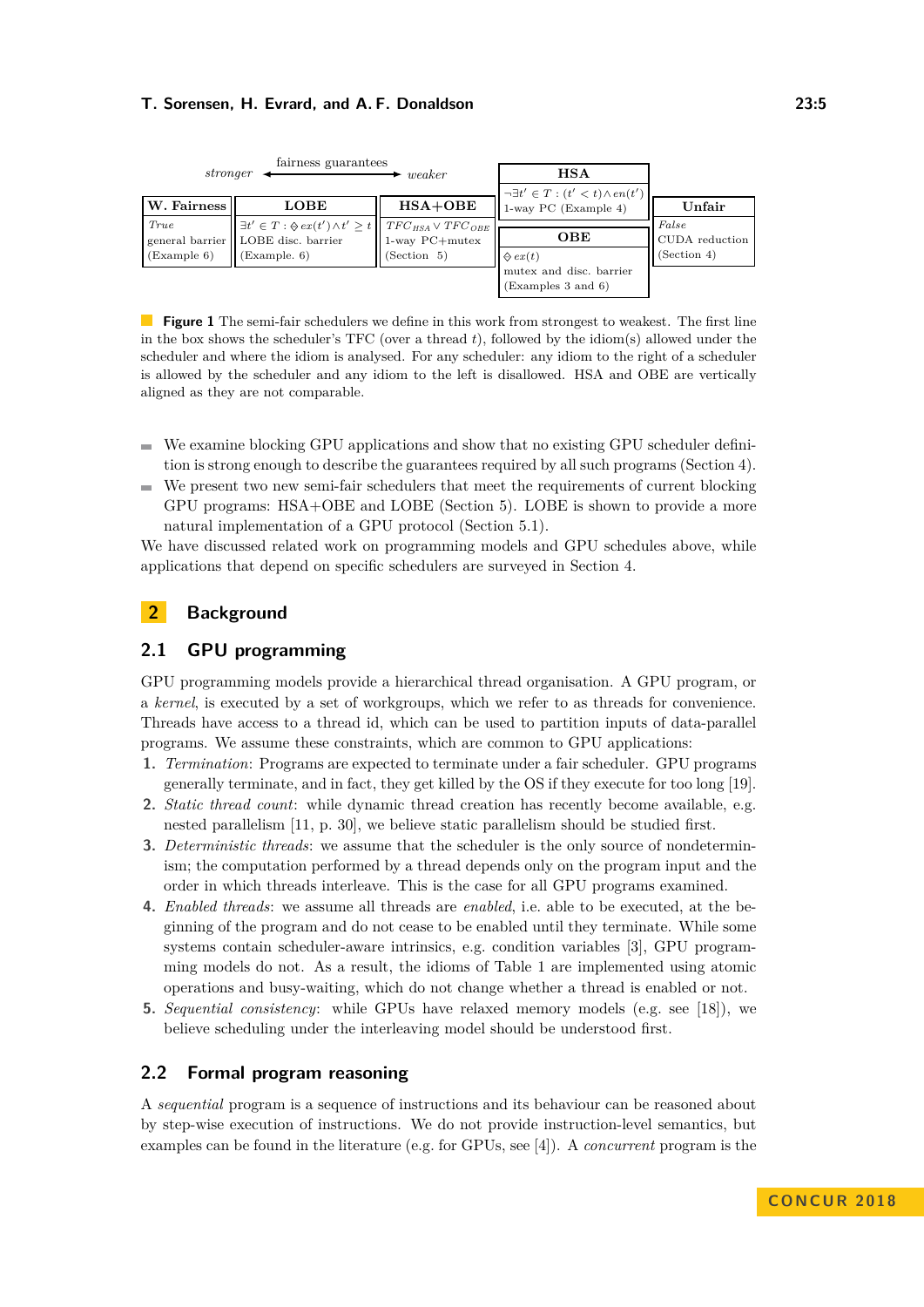stronger ← fairness guarantees → weaker

| W. Fairness | LOBE | HSA+OBE | HSA / OBE | Unfair |
|---|---|---|---|---|
| *True* general barrier (Example 6) | $\exists t' \in T : \diamondsuit ex(t') \wedge t' \geq t$ LOBE disc. barrier (Example. 6) | $TFC_{HSA} \vee TFC_{OBE}$ 1-way PC+mutex (Section 5) | **HSA**: $\neg \exists t' \in T : (t' < t) \wedge en(t')$ 1-way PC (Example 4) <br> **OBE**: $\diamondsuit ex(t)$ mutex and disc. barrier (Examples 3 and 6) | *False* CUDA reduction (Section 4) |

**Figure 1** The semi-fair schedulers we define in this work from strongest to weakest. The first line in the box shows the scheduler's TFC (over a thread $t$), followed by the idiom(s) allowed under the scheduler and where the idiom is analysed. For any scheduler: any idiom to the right of a scheduler is allowed by the scheduler and any idiom to the left is disallowed. HSA and OBE are vertically aligned as they are not comparable.

- We examine blocking GPU applications and show that no existing GPU scheduler definition is strong enough to describe the guarantees required by all such programs (Section 4).
- We present two new semi-fair schedulers that meet the requirements of current blocking GPU programs: HSA+OBE and LOBE (Section 5). LOBE is shown to provide a more natural implementation of a GPU protocol (Section 5.1).

We have discussed related work on programming models and GPU schedules above, while applications that depend on specific schedulers are surveyed in Section 4.

## 2 Background

### 2.1 GPU programming

GPU programming models provide a hierarchical thread organisation. A GPU program, or a *kernel*, is executed by a set of workgroups, which we refer to as threads for convenience. Threads have access to a thread id, which can be used to partition inputs of data-parallel programs. We assume these constraints, which are common to GPU applications:

1. *Termination*: Programs are expected to terminate under a fair scheduler. GPU programs generally terminate, and in fact, they get killed by the OS if they execute for too long [19].
2. *Static thread count*: while dynamic thread creation has recently become available, e.g. nested parallelism [11, p. 30], we believe static parallelism should be studied first.
3. *Deterministic threads*: we assume that the scheduler is the only source of nondeterminism; the computation performed by a thread depends only on the program input and the order in which threads interleave. This is the case for all GPU programs examined.
4. *Enabled threads*: we assume all threads are *enabled*, i.e. able to be executed, at the beginning of the program and do not cease to be enabled until they terminate. While some systems contain scheduler-aware intrinsics, e.g. condition variables [3], GPU programming models do not. As a result, the idioms of Table 1 are implemented using atomic operations and busy-waiting, which do not change whether a thread is enabled or not.
5. *Sequential consistency*: while GPUs have relaxed memory models (e.g. see [18]), we believe scheduling under the interleaving model should be understood first.

### 2.2 Formal program reasoning

A *sequential* program is a sequence of instructions and its behaviour can be reasoned about by step-wise execution of instructions. We do not provide instruction-level semantics, but examples can be found in the literature (e.g. for GPUs, see [4]). A *concurrent* program is the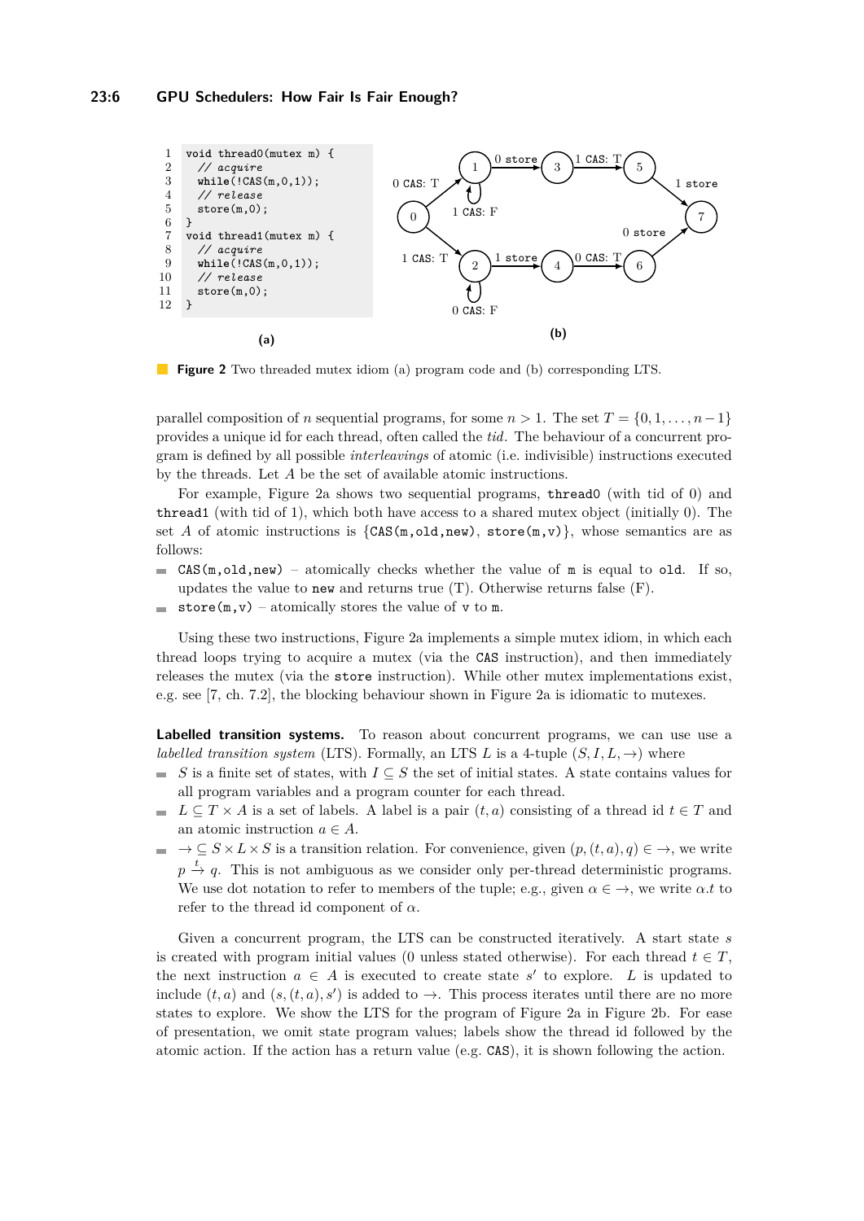```
1   void thread0(mutex m) {
2     // acquire
3     while(!CAS(m,0,1));
4     // release
5     store(m,0);
6   }
7   void thread1(mutex m) {
8     // acquire
9     while(!CAS(m,0,1));
10    // release
11    store(m,0);
12  }
```

(a)

0 CAS: T
1 CAS: F
0 store
1 CAS: T
1 store
1 CAS: T
0 CAS: F
1 store
0 CAS: T
0 store

(b)

**Figure 2** Two threaded mutex idiom (a) program code and (b) corresponding LTS.

parallel composition of $n$ sequential programs, for some $n > 1$. The set $T = \{0, 1, \ldots, n-1\}$ provides a unique id for each thread, often called the *tid*. The behaviour of a concurrent program is defined by all possible *interleavings* of atomic (i.e. indivisible) instructions executed by the threads. Let $A$ be the set of available atomic instructions.

For example, Figure 2a shows two sequential programs, `thread0` (with tid of 0) and `thread1` (with tid of 1), which both have access to a shared mutex object (initially 0). The set $A$ of atomic instructions is {`CAS(m,old,new)`, `store(m,v)`}, whose semantics are as follows:

- `CAS(m,old,new)` – atomically checks whether the value of `m` is equal to `old`. If so, updates the value to `new` and returns true (T). Otherwise returns false (F).
- `store(m,v)` – atomically stores the value of `v` to `m`.

Using these two instructions, Figure 2a implements a simple mutex idiom, in which each thread loops trying to acquire a mutex (via the `CAS` instruction), and then immediately releases the mutex (via the `store` instruction). While other mutex implementations exist, e.g. see [7, ch. 7.2], the blocking behaviour shown in Figure 2a is idiomatic to mutexes.

**Labelled transition systems.** To reason about concurrent programs, we can use use a *labelled transition system* (LTS). Formally, an LTS $L$ is a 4-tuple $(S, I, L, \rightarrow)$ where

- $S$ is a finite set of states, with $I \subseteq S$ the set of initial states. A state contains values for all program variables and a program counter for each thread.
- $L \subseteq T \times A$ is a set of labels. A label is a pair $(t, a)$ consisting of a thread id $t \in T$ and an atomic instruction $a \in A$.
- $\rightarrow \subseteq S \times L \times S$ is a transition relation. For convenience, given $(p, (t, a), q) \in \rightarrow$, we write $p \xrightarrow{t} q$. This is not ambiguous as we consider only per-thread deterministic programs. We use dot notation to refer to members of the tuple; e.g., given $\alpha \in \rightarrow$, we write $\alpha.t$ to refer to the thread id component of $\alpha$.

Given a concurrent program, the LTS can be constructed iteratively. A start state $s$ is created with program initial values (0 unless stated otherwise). For each thread $t \in T$, the next instruction $a \in A$ is executed to create state $s'$ to explore. $L$ is updated to include $(t, a)$ and $(s, (t, a), s')$ is added to $\rightarrow$. This process iterates until there are no more states to explore. We show the LTS for the program of Figure 2a in Figure 2b. For ease of presentation, we omit state program values; labels show the thread id followed by the atomic action. If the action has a return value (e.g. `CAS`), it is shown following the action.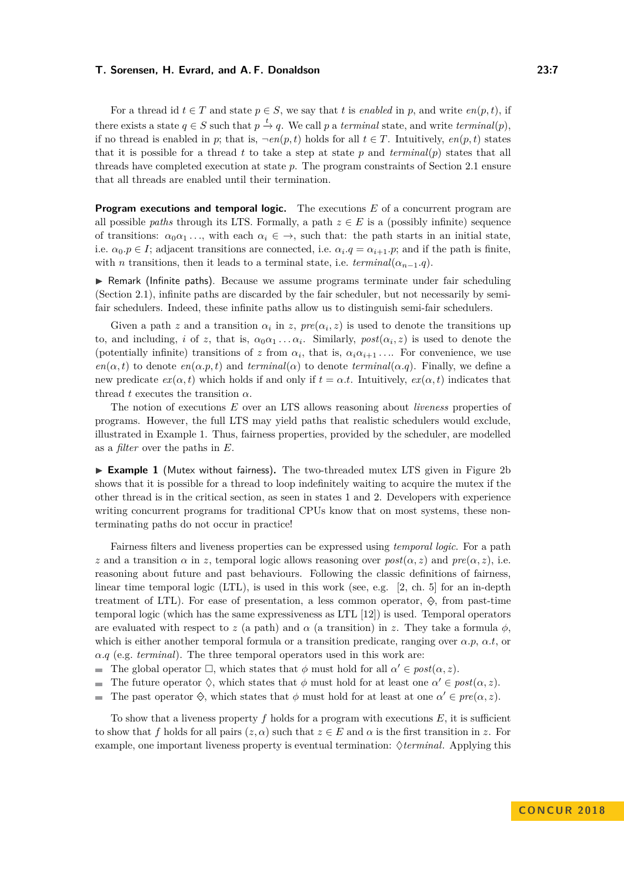For a thread id $t \in T$ and state $p \in S$, we say that $t$ is *enabled* in $p$, and write $en(p,t)$, if there exists a state $q \in S$ such that $p \xrightarrow{t} q$. We call $p$ a *terminal* state, and write $terminal(p)$, if no thread is enabled in $p$; that is, $\neg en(p,t)$ holds for all $t \in T$. Intuitively, $en(p,t)$ states that it is possible for a thread $t$ to take a step at state $p$ and $terminal(p)$ states that all threads have completed execution at state $p$. The program constraints of Section 2.1 ensure that all threads are enabled until their termination.

**Program executions and temporal logic.** The executions $E$ of a concurrent program are all possible *paths* through its LTS. Formally, a path $z \in E$ is a (possibly infinite) sequence of transitions: $\alpha_0\alpha_1\ldots$, with each $\alpha_i \in \rightarrow$, such that: the path starts in an initial state, i.e. $\alpha_0.p \in I$; adjacent transitions are connected, i.e. $\alpha_i.q = \alpha_{i+1}.p$; and if the path is finite, with $n$ transitions, then it leads to a terminal state, i.e. $terminal(\alpha_{n-1}.q)$.

▶ Remark (Infinite paths). Because we assume programs terminate under fair scheduling (Section 2.1), infinite paths are discarded by the fair scheduler, but not necessarily by semi-fair schedulers. Indeed, these infinite paths allow us to distinguish semi-fair schedulers.

Given a path $z$ and a transition $\alpha_i$ in $z$, $pre(\alpha_i, z)$ is used to denote the transitions up to, and including, $i$ of $z$, that is, $\alpha_0\alpha_1\ldots\alpha_i$. Similarly, $post(\alpha_i, z)$ is used to denote the (potentially infinite) transitions of $z$ from $\alpha_i$, that is, $\alpha_i\alpha_{i+1}\ldots$. For convenience, we use $en(\alpha, t)$ to denote $en(\alpha.p, t)$ and $terminal(\alpha)$ to denote $terminal(\alpha.q)$. Finally, we define a new predicate $ex(\alpha, t)$ which holds if and only if $t = \alpha.t$. Intuitively, $ex(\alpha, t)$ indicates that thread $t$ executes the transition $\alpha$.

The notion of executions $E$ over an LTS allows reasoning about *liveness* properties of programs. However, the full LTS may yield paths that realistic schedulers would exclude, illustrated in Example 1. Thus, fairness properties, provided by the scheduler, are modelled as a *filter* over the paths in $E$.

▶ **Example 1** (Mutex without fairness). The two-threaded mutex LTS given in Figure 2b shows that it is possible for a thread to loop indefinitely waiting to acquire the mutex if the other thread is in the critical section, as seen in states 1 and 2. Developers with experience writing concurrent programs for traditional CPUs know that on most systems, these non-terminating paths do not occur in practice!

Fairness filters and liveness properties can be expressed using *temporal logic*. For a path $z$ and a transition $\alpha$ in $z$, temporal logic allows reasoning over $post(\alpha, z)$ and $pre(\alpha, z)$, i.e. reasoning about future and past behaviours. Following the classic definitions of fairness, linear time temporal logic (LTL), is used in this work (see, e.g. [2, ch. 5] for an in-depth treatment of LTL). For ease of presentation, a less common operator, $\diamondminus$, from past-time temporal logic (which has the same expressiveness as LTL [12]) is used. Temporal operators are evaluated with respect to $z$ (a path) and $\alpha$ (a transition) in $z$. They take a formula $\phi$, which is either another temporal formula or a transition predicate, ranging over $\alpha.p$, $\alpha.t$, or $\alpha.q$ (e.g. *terminal*). The three temporal operators used in this work are:

- The global operator $\Box$, which states that $\phi$ must hold for all $\alpha' \in post(\alpha, z)$.
- The future operator $\Diamond$, which states that $\phi$ must hold for at least one $\alpha' \in post(\alpha, z)$.
- The past operator $\diamondminus$, which states that $\phi$ must hold for at least at one $\alpha' \in pre(\alpha, z)$.

To show that a liveness property $f$ holds for a program with executions $E$, it is sufficient to show that $f$ holds for all pairs $(z, \alpha)$ such that $z \in E$ and $\alpha$ is the first transition in $z$. For example, one important liveness property is eventual termination: $\Diamond terminal$. Applying this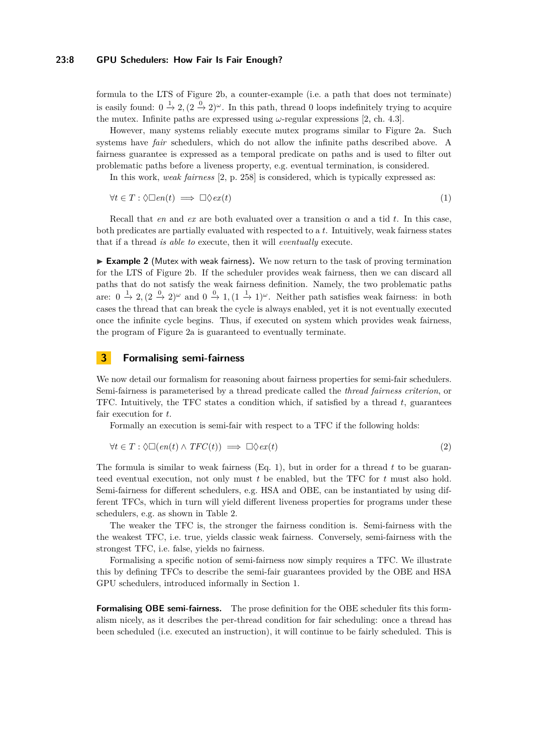formula to the LTS of Figure 2b, a counter-example (i.e. a path that does not terminate) is easily found: $0 \xrightarrow{1} 2, (2 \xrightarrow{0} 2)^\omega$. In this path, thread 0 loops indefinitely trying to acquire the mutex. Infinite paths are expressed using $\omega$-regular expressions [2, ch. 4.3].

However, many systems reliably execute mutex programs similar to Figure 2a. Such systems have *fair* schedulers, which do not allow the infinite paths described above. A fairness guarantee is expressed as a temporal predicate on paths and is used to filter out problematic paths before a liveness property, e.g. eventual termination, is considered.

In this work, *weak fairness* [2, p. 258] is considered, which is typically expressed as:

$$\forall t \in T : \Diamond\Box en(t) \implies \Box\Diamond ex(t) \tag{1}$$

Recall that *en* and *ex* are both evaluated over a transition $\alpha$ and a tid $t$. In this case, both predicates are partially evaluated with respected to a $t$. Intuitively, weak fairness states that if a thread *is able to* execute, then it will *eventually* execute.

▶ **Example 2** (Mutex with weak fairness). We now return to the task of proving termination for the LTS of Figure 2b. If the scheduler provides weak fairness, then we can discard all paths that do not satisfy the weak fairness definition. Namely, the two problematic paths are: $0 \xrightarrow{1} 2, (2 \xrightarrow{0} 2)^\omega$ and $0 \xrightarrow{0} 1, (1 \xrightarrow{1} 1)^\omega$. Neither path satisfies weak fairness: in both cases the thread that can break the cycle is always enabled, yet it is not eventually executed once the infinite cycle begins. Thus, if executed on system which provides weak fairness, the program of Figure 2a is guaranteed to eventually terminate.

## 3 Formalising semi-fairness

We now detail our formalism for reasoning about fairness properties for semi-fair schedulers. Semi-fairness is parameterised by a thread predicate called the *thread fairness criterion*, or TFC. Intuitively, the TFC states a condition which, if satisfied by a thread $t$, guarantees fair execution for $t$.

Formally an execution is semi-fair with respect to a TFC if the following holds:

$$\forall t \in T : \Diamond\Box(en(t) \wedge TFC(t)) \implies \Box\Diamond ex(t) \tag{2}$$

The formula is similar to weak fairness (Eq. 1), but in order for a thread $t$ to be guaranteed eventual execution, not only must $t$ be enabled, but the TFC for $t$ must also hold. Semi-fairness for different schedulers, e.g. HSA and OBE, can be instantiated by using different TFCs, which in turn will yield different liveness properties for programs under these schedulers, e.g. as shown in Table 2.

The weaker the TFC is, the stronger the fairness condition is. Semi-fairness with the the weakest TFC, i.e. true, yields classic weak fairness. Conversely, semi-fairness with the strongest TFC, i.e. false, yields no fairness.

Formalising a specific notion of semi-fairness now simply requires a TFC. We illustrate this by defining TFCs to describe the semi-fair guarantees provided by the OBE and HSA GPU schedulers, introduced informally in Section 1.

**Formalising OBE semi-fairness.** The prose definition for the OBE scheduler fits this formalism nicely, as it describes the per-thread condition for fair scheduling: once a thread has been scheduled (i.e. executed an instruction), it will continue to be fairly scheduled. This is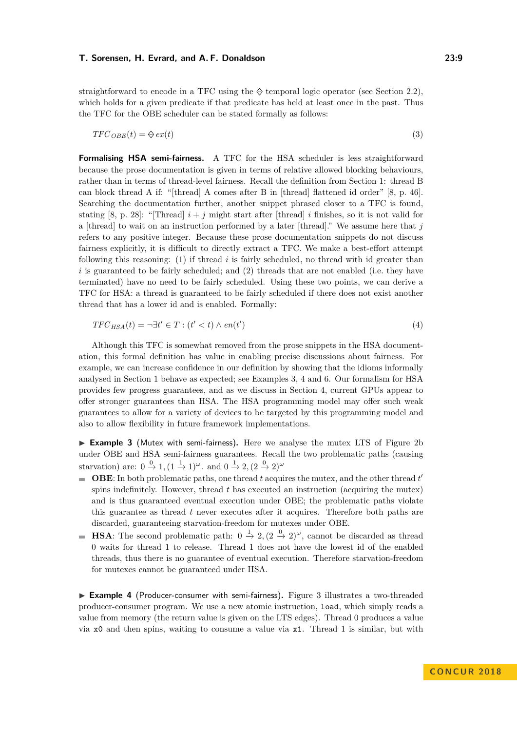straightforward to encode in a TFC using the $\diamondminus$ temporal logic operator (see Section 2.2), which holds for a given predicate if that predicate has held at least once in the past. Thus the TFC for the OBE scheduler can be stated formally as follows:

$$TFC_{OBE}(t) = \diamondminus\, ex(t) \tag{3}$$

**Formalising HSA semi-fairness.** A TFC for the HSA scheduler is less straightforward because the prose documentation is given in terms of relative allowed blocking behaviours, rather than in terms of thread-level fairness. Recall the definition from Section 1: thread B can block thread A if: "[thread] A comes after B in [thread] flattened id order" [8, p. 46]. Searching the documentation further, another snippet phrased closer to a TFC is found, stating [8, p. 28]: "[Thread] $i + j$ might start after [thread] $i$ finishes, so it is not valid for a [thread] to wait on an instruction performed by a later [thread]." We assume here that $j$ refers to any positive integer. Because these prose documentation snippets do not discuss fairness explicitly, it is difficult to directly extract a TFC. We make a best-effort attempt following this reasoning: (1) if thread $i$ is fairly scheduled, no thread with id greater than $i$ is guaranteed to be fairly scheduled; and (2) threads that are not enabled (i.e. they have terminated) have no need to be fairly scheduled. Using these two points, we can derive a TFC for HSA: a thread is guaranteed to be fairly scheduled if there does not exist another thread that has a lower id and is enabled. Formally:

$$TFC_{HSA}(t) = \neg\exists t' \in T : (t' < t) \wedge en(t') \tag{4}$$

Although this TFC is somewhat removed from the prose snippets in the HSA documentation, this formal definition has value in enabling precise discussions about fairness. For example, we can increase confidence in our definition by showing that the idioms informally analysed in Section 1 behave as expected; see Examples 3, 4 and 6. Our formalism for HSA provides few progress guarantees, and as we discuss in Section 4, current GPUs appear to offer stronger guarantees than HSA. The HSA programming model may offer such weak guarantees to allow for a variety of devices to be targeted by this programming model and also to allow flexibility in future framework implementations.

▶ **Example 3** (Mutex with semi-fairness). Here we analyse the mutex LTS of Figure 2b under OBE and HSA semi-fairness guarantees. Recall the two problematic paths (causing starvation) are: $0 \xrightarrow{0} 1, (1 \xrightarrow{1} 1)^{\omega}$. and $0 \xrightarrow{1} 2, (2 \xrightarrow{0} 2)^{\omega}$

- **OBE**: In both problematic paths, one thread $t$ acquires the mutex, and the other thread $t'$ spins indefinitely. However, thread $t$ has executed an instruction (acquiring the mutex) and is thus guaranteed eventual execution under OBE; the problematic paths violate this guarantee as thread $t$ never executes after it acquires. Therefore both paths are discarded, guaranteeing starvation-freedom for mutexes under OBE.
- **HSA**: The second problematic path: $0 \xrightarrow{1} 2, (2 \xrightarrow{0} 2)^{\omega}$, cannot be discarded as thread 0 waits for thread 1 to release. Thread 1 does not have the lowest id of the enabled threads, thus there is no guarantee of eventual execution. Therefore starvation-freedom for mutexes cannot be guaranteed under HSA.

▶ **Example 4** (Producer-consumer with semi-fairness). Figure 3 illustrates a two-threaded producer-consumer program. We use a new atomic instruction, `load`, which simply reads a value from memory (the return value is given on the LTS edges). Thread 0 produces a value via `x0` and then spins, waiting to consume a value via `x1`. Thread 1 is similar, but with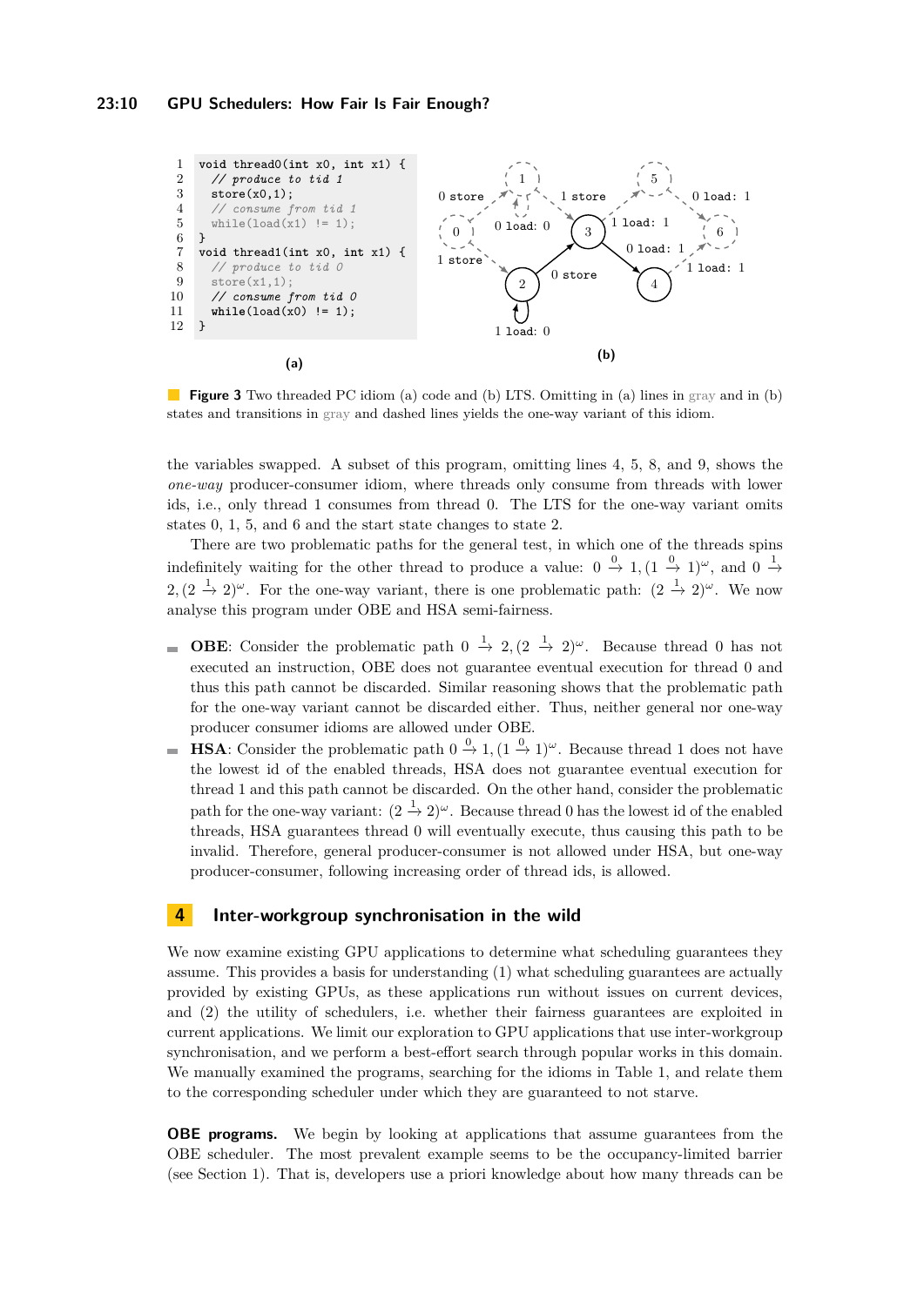```
1   void thread0(int x0, int x1) {
2     // produce to tid 1
3     store(x0,1);
4     // consume from tid 1
5     while(load(x1) != 1);
6   }
7   void thread1(int x0, int x1) {
8     // produce to tid 0
9     store(x1,1);
10    // consume from tid 0
11    while(load(x0) != 1);
12  }
```

**(a)**

**(b)**

**Figure 3** Two threaded PC idiom (a) code and (b) LTS. Omitting in (a) lines in gray and in (b) states and transitions in gray and dashed lines yields the one-way variant of this idiom.

the variables swapped. A subset of this program, omitting lines 4, 5, 8, and 9, shows the *one-way* producer-consumer idiom, where threads only consume from threads with lower ids, i.e., only thread 1 consumes from thread 0. The LTS for the one-way variant omits states 0, 1, 5, and 6 and the start state changes to state 2.

There are two problematic paths for the general test, in which one of the threads spins indefinitely waiting for the other thread to produce a value: $0 \xrightarrow{0} 1, (1 \xrightarrow{0} 1)^{\omega}$, and $0 \xrightarrow{1} 2, (2 \xrightarrow{1} 2)^{\omega}$. For the one-way variant, there is one problematic path: $(2 \xrightarrow{1} 2)^{\omega}$. We now analyse this program under OBE and HSA semi-fairness.

- **OBE**: Consider the problematic path $0 \xrightarrow{1} 2, (2 \xrightarrow{1} 2)^{\omega}$. Because thread 0 has not executed an instruction, OBE does not guarantee eventual execution for thread 0 and thus this path cannot be discarded. Similar reasoning shows that the problematic path for the one-way variant cannot be discarded either. Thus, neither general nor one-way producer consumer idioms are allowed under OBE.
- **HSA**: Consider the problematic path $0 \xrightarrow{0} 1, (1 \xrightarrow{0} 1)^{\omega}$. Because thread 1 does not have the lowest id of the enabled threads, HSA does not guarantee eventual execution for thread 1 and this path cannot be discarded. On the other hand, consider the problematic path for the one-way variant: $(2 \xrightarrow{1} 2)^{\omega}$. Because thread 0 has the lowest id of the enabled threads, HSA guarantees thread 0 will eventually execute, thus causing this path to be invalid. Therefore, general producer-consumer is not allowed under HSA, but one-way producer-consumer, following increasing order of thread ids, is allowed.

## 4 Inter-workgroup synchronisation in the wild

We now examine existing GPU applications to determine what scheduling guarantees they assume. This provides a basis for understanding (1) what scheduling guarantees are actually provided by existing GPUs, as these applications run without issues on current devices, and (2) the utility of schedulers, i.e. whether their fairness guarantees are exploited in current applications. We limit our exploration to GPU applications that use inter-workgroup synchronisation, and we perform a best-effort search through popular works in this domain. We manually examined the programs, searching for the idioms in Table 1, and relate them to the corresponding scheduler under which they are guaranteed to not starve.

**OBE programs.** We begin by looking at applications that assume guarantees from the OBE scheduler. The most prevalent example seems to be the occupancy-limited barrier (see Section 1). That is, developers use a priori knowledge about how many threads can be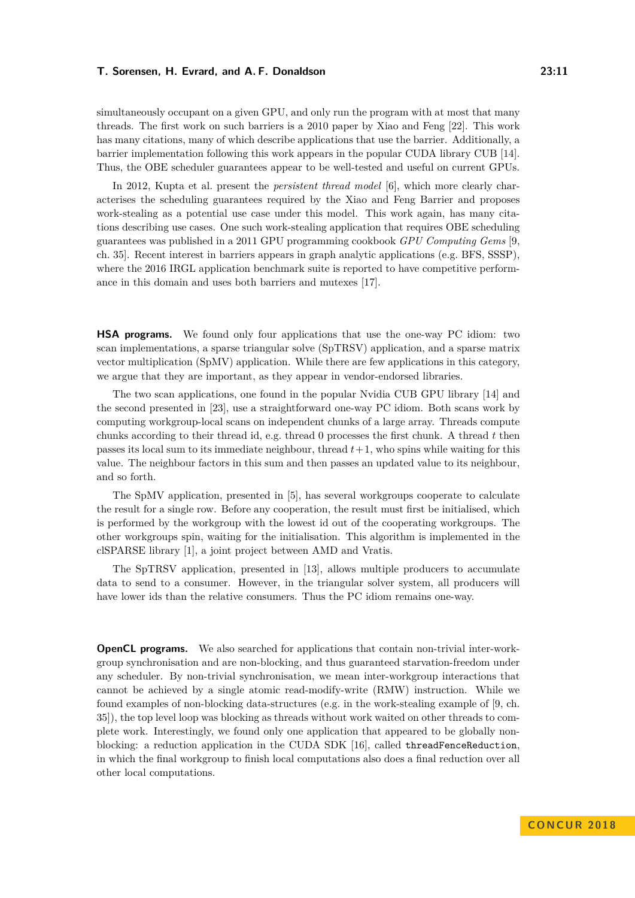simultaneously occupant on a given GPU, and only run the program with at most that many threads. The first work on such barriers is a 2010 paper by Xiao and Feng [22]. This work has many citations, many of which describe applications that use the barrier. Additionally, a barrier implementation following this work appears in the popular CUDA library CUB [14]. Thus, the OBE scheduler guarantees appear to be well-tested and useful on current GPUs.

In 2012, Kupta et al. present the *persistent thread model* [6], which more clearly characterises the scheduling guarantees required by the Xiao and Feng Barrier and proposes work-stealing as a potential use case under this model. This work again, has many citations describing use cases. One such work-stealing application that requires OBE scheduling guarantees was published in a 2011 GPU programming cookbook *GPU Computing Gems* [9, ch. 35]. Recent interest in barriers appears in graph analytic applications (e.g. BFS, SSSP), where the 2016 IRGL application benchmark suite is reported to have competitive performance in this domain and uses both barriers and mutexes [17].

**HSA programs.** We found only four applications that use the one-way PC idiom: two scan implementations, a sparse triangular solve (SpTRSV) application, and a sparse matrix vector multiplication (SpMV) application. While there are few applications in this category, we argue that they are important, as they appear in vendor-endorsed libraries.

The two scan applications, one found in the popular Nvidia CUB GPU library [14] and the second presented in [23], use a straightforward one-way PC idiom. Both scans work by computing workgroup-local scans on independent chunks of a large array. Threads compute chunks according to their thread id, e.g. thread 0 processes the first chunk. A thread $t$ then passes its local sum to its immediate neighbour, thread $t+1$, who spins while waiting for this value. The neighbour factors in this sum and then passes an updated value to its neighbour, and so forth.

The SpMV application, presented in [5], has several workgroups cooperate to calculate the result for a single row. Before any cooperation, the result must first be initialised, which is performed by the workgroup with the lowest id out of the cooperating workgroups. The other workgroups spin, waiting for the initialisation. This algorithm is implemented in the clSPARSE library [1], a joint project between AMD and Vratis.

The SpTRSV application, presented in [13], allows multiple producers to accumulate data to send to a consumer. However, in the triangular solver system, all producers will have lower ids than the relative consumers. Thus the PC idiom remains one-way.

**OpenCL programs.** We also searched for applications that contain non-trivial inter-workgroup synchronisation and are non-blocking, and thus guaranteed starvation-freedom under any scheduler. By non-trivial synchronisation, we mean inter-workgroup interactions that cannot be achieved by a single atomic read-modify-write (RMW) instruction. While we found examples of non-blocking data-structures (e.g. in the work-stealing example of [9, ch. 35]), the top level loop was blocking as threads without work waited on other threads to complete work. Interestingly, we found only one application that appeared to be globally non-blocking: a reduction application in the CUDA SDK [16], called `threadFenceReduction`, in which the final workgroup to finish local computations also does a final reduction over all other local computations.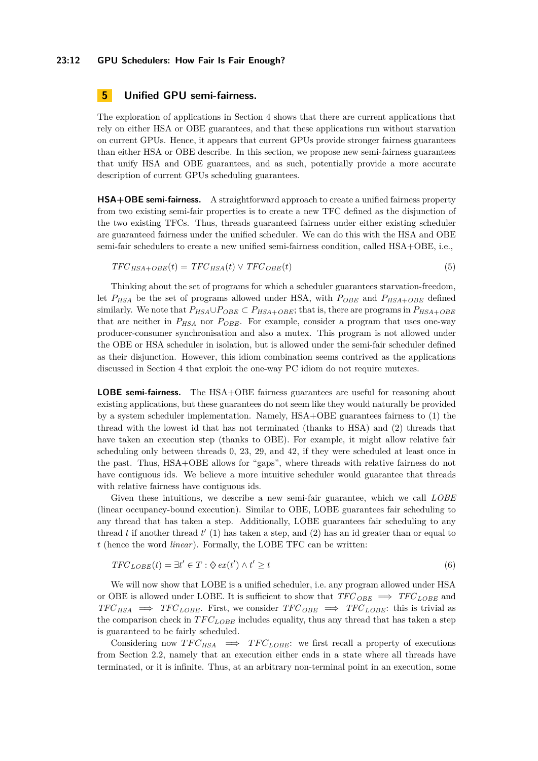## 5 Unified GPU semi-fairness.

The exploration of applications in Section 4 shows that there are current applications that rely on either HSA or OBE guarantees, and that these applications run without starvation on current GPUs. Hence, it appears that current GPUs provide stronger fairness guarantees than either HSA or OBE describe. In this section, we propose new semi-fairness guarantees that unify HSA and OBE guarantees, and as such, potentially provide a more accurate description of current GPUs scheduling guarantees.

**HSA+OBE semi-fairness.** A straightforward approach to create a unified fairness property from two existing semi-fair properties is to create a new TFC defined as the disjunction of the two existing TFCs. Thus, threads guaranteed fairness under either existing scheduler are guaranteed fairness under the unified scheduler. We can do this with the HSA and OBE semi-fair schedulers to create a new unified semi-fairness condition, called HSA+OBE, i.e.,

$$TFC_{HSA+OBE}(t) = TFC_{HSA}(t) \vee TFC_{OBE}(t) \tag{5}$$

Thinking about the set of programs for which a scheduler guarantees starvation-freedom, let $P_{HSA}$ be the set of programs allowed under HSA, with $P_{OBE}$ and $P_{HSA+OBE}$ defined similarly. We note that $P_{HSA} \cup P_{OBE} \subset P_{HSA+OBE}$; that is, there are programs in $P_{HSA+OBE}$ that are neither in $P_{HSA}$ nor $P_{OBE}$. For example, consider a program that uses one-way producer-consumer synchronisation and also a mutex. This program is not allowed under the OBE or HSA scheduler in isolation, but is allowed under the semi-fair scheduler defined as their disjunction. However, this idiom combination seems contrived as the applications discussed in Section 4 that exploit the one-way PC idiom do not require mutexes.

**LOBE semi-fairness.** The HSA+OBE fairness guarantees are useful for reasoning about existing applications, but these guarantees do not seem like they would naturally be provided by a system scheduler implementation. Namely, HSA+OBE guarantees fairness to (1) the thread with the lowest id that has not terminated (thanks to HSA) and (2) threads that have taken an execution step (thanks to OBE). For example, it might allow relative fair scheduling only between threads 0, 23, 29, and 42, if they were scheduled at least once in the past. Thus, HSA+OBE allows for "gaps", where threads with relative fairness do not have contiguous ids. We believe a more intuitive scheduler would guarantee that threads with relative fairness have contiguous ids.

Given these intuitions, we describe a new semi-fair guarantee, which we call *LOBE* (linear occupancy-bound execution). Similar to OBE, LOBE guarantees fair scheduling to any thread that has taken a step. Additionally, LOBE guarantees fair scheduling to any thread $t$ if another thread $t'$ (1) has taken a step, and (2) has an id greater than or equal to $t$ (hence the word *linear*). Formally, the LOBE TFC can be written:

$$TFC_{LOBE}(t) = \exists t' \in T : \Diamond\!\!\!\!-\, ex(t') \wedge t' \geq t \tag{6}$$

We will now show that LOBE is a unified scheduler, i.e. any program allowed under HSA or OBE is allowed under LOBE. It is sufficient to show that $TFC_{OBE} \implies TFC_{LOBE}$ and $TFC_{HSA} \implies TFC_{LOBE}$. First, we consider $TFC_{OBE} \implies TFC_{LOBE}$: this is trivial as the comparison check in $TFC_{LOBE}$ includes equality, thus any thread that has taken a step is guaranteed to be fairly scheduled.

Considering now $TFC_{HSA} \implies TFC_{LOBE}$: we first recall a property of executions from Section 2.2, namely that an execution either ends in a state where all threads have terminated, or it is infinite. Thus, at an arbitrary non-terminal point in an execution, some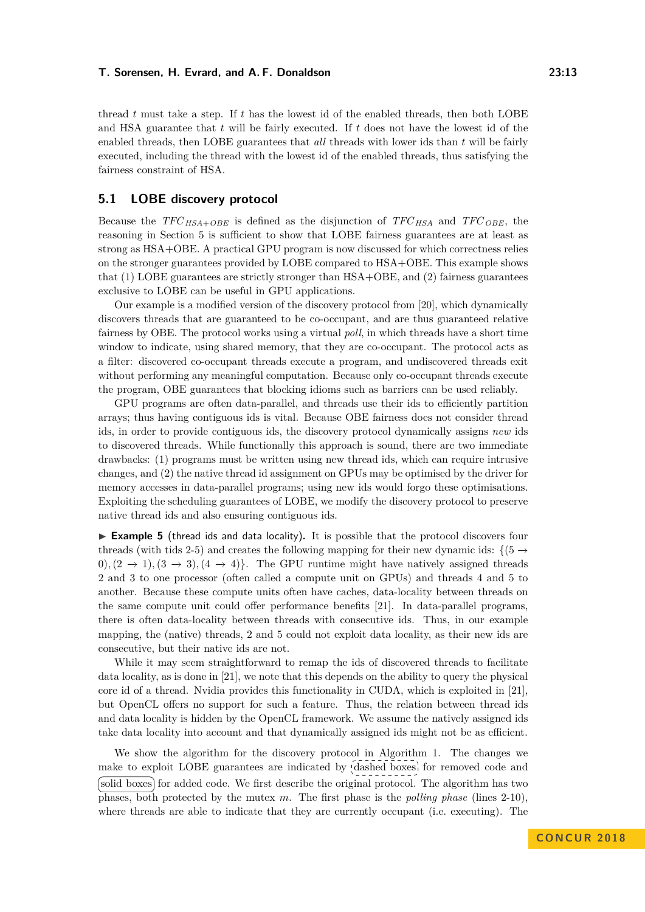thread $t$ must take a step. If $t$ has the lowest id of the enabled threads, then both LOBE and HSA guarantee that $t$ will be fairly executed. If $t$ does not have the lowest id of the enabled threads, then LOBE guarantees that *all* threads with lower ids than $t$ will be fairly executed, including the thread with the lowest id of the enabled threads, thus satisfying the fairness constraint of HSA.

## 5.1 LOBE discovery protocol

Because the $TFC_{HSA+OBE}$ is defined as the disjunction of $TFC_{HSA}$ and $TFC_{OBE}$, the reasoning in Section 5 is sufficient to show that LOBE fairness guarantees are at least as strong as HSA+OBE. A practical GPU program is now discussed for which correctness relies on the stronger guarantees provided by LOBE compared to HSA+OBE. This example shows that (1) LOBE guarantees are strictly stronger than HSA+OBE, and (2) fairness guarantees exclusive to LOBE can be useful in GPU applications.

Our example is a modified version of the discovery protocol from [20], which dynamically discovers threads that are guaranteed to be co-occupant, and are thus guaranteed relative fairness by OBE. The protocol works using a virtual *poll*, in which threads have a short time window to indicate, using shared memory, that they are co-occupant. The protocol acts as a filter: discovered co-occupant threads execute a program, and undiscovered threads exit without performing any meaningful computation. Because only co-occupant threads execute the program, OBE guarantees that blocking idioms such as barriers can be used reliably.

GPU programs are often data-parallel, and threads use their ids to efficiently partition arrays; thus having contiguous ids is vital. Because OBE fairness does not consider thread ids, in order to provide contiguous ids, the discovery protocol dynamically assigns *new* ids to discovered threads. While functionally this approach is sound, there are two immediate drawbacks: (1) programs must be written using new thread ids, which can require intrusive changes, and (2) the native thread id assignment on GPUs may be optimised by the driver for memory accesses in data-parallel programs; using new ids would forgo these optimisations. Exploiting the scheduling guarantees of LOBE, we modify the discovery protocol to preserve native thread ids and also ensuring contiguous ids.

▶ **Example 5** (thread ids and data locality). It is possible that the protocol discovers four threads (with tids 2-5) and creates the following mapping for their new dynamic ids: $\{(5 \rightarrow 0), (2 \rightarrow 1), (3 \rightarrow 3), (4 \rightarrow 4)\}$. The GPU runtime might have natively assigned threads 2 and 3 to one processor (often called a compute unit on GPUs) and threads 4 and 5 to another. Because these compute units often have caches, data-locality between threads on the same compute unit could offer performance benefits [21]. In data-parallel programs, there is often data-locality between threads with consecutive ids. Thus, in our example mapping, the (native) threads, 2 and 5 could not exploit data locality, as their new ids are consecutive, but their native ids are not.

While it may seem straightforward to remap the ids of discovered threads to facilitate data locality, as is done in [21], we note that this depends on the ability to query the physical core id of a thread. Nvidia provides this functionality in CUDA, which is exploited in [21], but OpenCL offers no support for such a feature. Thus, the relation between thread ids and data locality is hidden by the OpenCL framework. We assume the natively assigned ids take data locality into account and that dynamically assigned ids might not be as efficient.

We show the algorithm for the discovery protocol in Algorithm 1. The changes we make to exploit LOBE guarantees are indicated by dashed boxes for removed code and solid boxes for added code. We first describe the original protocol. The algorithm has two phases, both protected by the mutex $m$. The first phase is the *polling phase* (lines 2-10), where threads are able to indicate that they are currently occupant (i.e. executing). The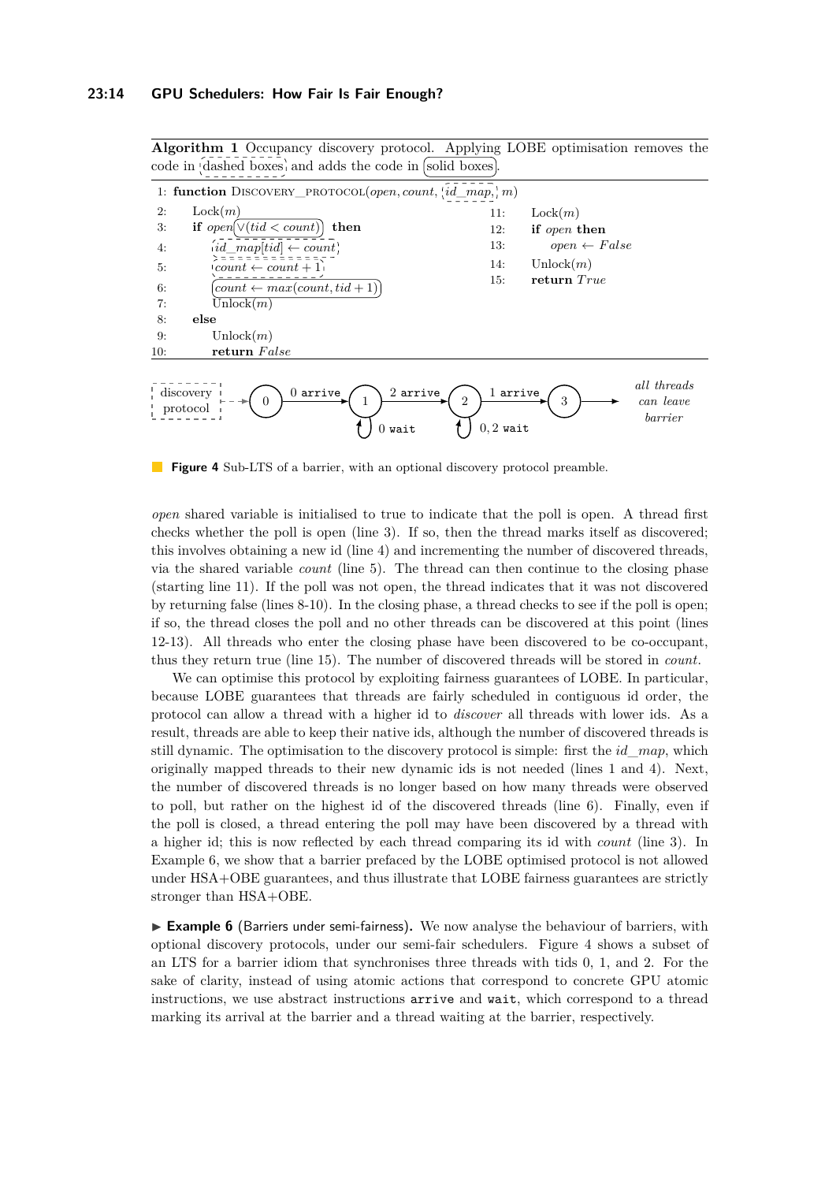**Algorithm 1** Occupancy discovery protocol. Applying LOBE optimisation removes the code in dashed boxes and adds the code in solid boxes.

```
1: function DISCOVERY_PROTOCOL(open, count, [id_map,] m)
2:     Lock(m)
3:     if open [∨(tid < count)] then
4:         [id_map[tid] ← count]
5:         [count ← count + 1]
6:         [count ← max(count, tid + 1)]
7:         Unlock(m)
8:     else
9:         Unlock(m)
10:        return False
11:    Lock(m)
12:    if open then
13:        open ← False
14:    Unlock(m)
15:    return True
```

discovery protocol
0
0 arrive
1
0 wait
2 arrive
2
0, 2 wait
1 arrive
3
all threads can leave barrier

**Figure 4** Sub-LTS of a barrier, with an optional discovery protocol preamble.

*open* shared variable is initialised to true to indicate that the poll is open. A thread first checks whether the poll is open (line 3). If so, then the thread marks itself as discovered; this involves obtaining a new id (line 4) and incrementing the number of discovered threads, via the shared variable *count* (line 5). The thread can then continue to the closing phase (starting line 11). If the poll was not open, the thread indicates that it was not discovered by returning false (lines 8-10). In the closing phase, a thread checks to see if the poll is open; if so, the thread closes the poll and no other threads can be discovered at this point (lines 12-13). All threads who enter the closing phase have been discovered to be co-occupant, thus they return true (line 15). The number of discovered threads will be stored in *count*.

We can optimise this protocol by exploiting fairness guarantees of LOBE. In particular, because LOBE guarantees that threads are fairly scheduled in contiguous id order, the protocol can allow a thread with a higher id to *discover* all threads with lower ids. As a result, threads are able to keep their native ids, although the number of discovered threads is still dynamic. The optimisation to the discovery protocol is simple: first the *id_map*, which originally mapped threads to their new dynamic ids is not needed (lines 1 and 4). Next, the number of discovered threads is no longer based on how many threads were observed to poll, but rather on the highest id of the discovered threads (line 6). Finally, even if the poll is closed, a thread entering the poll may have been discovered by a thread with a higher id; this is now reflected by each thread comparing its id with *count* (line 3). In Example 6, we show that a barrier prefaced by the LOBE optimised protocol is not allowed under HSA+OBE guarantees, and thus illustrate that LOBE fairness guarantees are strictly stronger than HSA+OBE.

▶ **Example 6** (Barriers under semi-fairness). We now analyse the behaviour of barriers, with optional discovery protocols, under our semi-fair schedulers. Figure 4 shows a subset of an LTS for a barrier idiom that synchronises three threads with tids 0, 1, and 2. For the sake of clarity, instead of using atomic actions that correspond to concrete GPU atomic instructions, we use abstract instructions `arrive` and `wait`, which correspond to a thread marking its arrival at the barrier and a thread waiting at the barrier, respectively.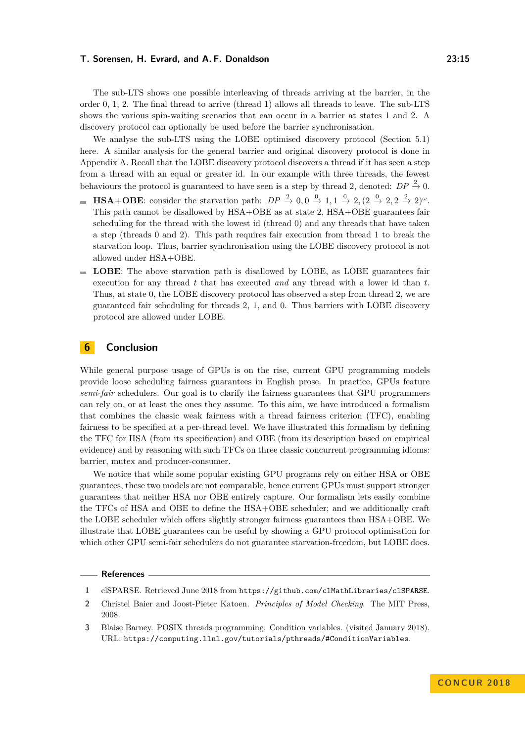The sub-LTS shows one possible interleaving of threads arriving at the barrier, in the order 0, 1, 2. The final thread to arrive (thread 1) allows all threads to leave. The sub-LTS shows the various spin-waiting scenarios that can occur in a barrier at states 1 and 2. A discovery protocol can optionally be used before the barrier synchronisation.

We analyse the sub-LTS using the LOBE optimised discovery protocol (Section 5.1) here. A similar analysis for the general barrier and original discovery protocol is done in Appendix A. Recall that the LOBE discovery protocol discovers a thread if it has seen a step from a thread with an equal or greater id. In our example with three threads, the fewest behaviours the protocol is guaranteed to have seen is a step by thread 2, denoted: $DP \xrightarrow{2} 0$.

- **HSA+OBE**: consider the starvation path: $DP \xrightarrow{2} 0, 0 \xrightarrow{0} 1, 1 \xrightarrow{0} 2, (2 \xrightarrow{0} 2, 2 \xrightarrow{2} 2)^{\omega}$. This path cannot be disallowed by HSA+OBE as at state 2, HSA+OBE guarantees fair scheduling for the thread with the lowest id (thread 0) and any threads that have taken a step (threads 0 and 2). This path requires fair execution from thread 1 to break the starvation loop. Thus, barrier synchronisation using the LOBE discovery protocol is not allowed under HSA+OBE.
- **LOBE**: The above starvation path is disallowed by LOBE, as LOBE guarantees fair execution for any thread $t$ that has executed *and* any thread with a lower id than $t$. Thus, at state 0, the LOBE discovery protocol has observed a step from thread 2, we are guaranteed fair scheduling for threads 2, 1, and 0. Thus barriers with LOBE discovery protocol are allowed under LOBE.

# 6 Conclusion

While general purpose usage of GPUs is on the rise, current GPU programming models provide loose scheduling fairness guarantees in English prose. In practice, GPUs feature *semi-fair* schedulers. Our goal is to clarify the fairness guarantees that GPU programmers can rely on, or at least the ones they assume. To this aim, we have introduced a formalism that combines the classic weak fairness with a thread fairness criterion (TFC), enabling fairness to be specified at a per-thread level. We have illustrated this formalism by defining the TFC for HSA (from its specification) and OBE (from its description based on empirical evidence) and by reasoning with such TFCs on three classic concurrent programming idioms: barrier, mutex and producer-consumer.

We notice that while some popular existing GPU programs rely on either HSA or OBE guarantees, these two models are not comparable, hence current GPUs must support stronger guarantees that neither HSA nor OBE entirely capture. Our formalism lets easily combine the TFCs of HSA and OBE to define the HSA+OBE scheduler; and we additionally craft the LOBE scheduler which offers slightly stronger fairness guarantees than HSA+OBE. We illustrate that LOBE guarantees can be useful by showing a GPU protocol optimisation for which other GPU semi-fair schedulers do not guarantee starvation-freedom, but LOBE does.

## References

1. clSPARSE. Retrieved June 2018 from https://github.com/clMathLibraries/clSPARSE.
2. Christel Baier and Joost-Pieter Katoen. *Principles of Model Checking*. The MIT Press, 2008.
3. Blaise Barney. POSIX threads programming: Condition variables. (visited January 2018). URL: https://computing.llnl.gov/tutorials/pthreads/#ConditionVariables.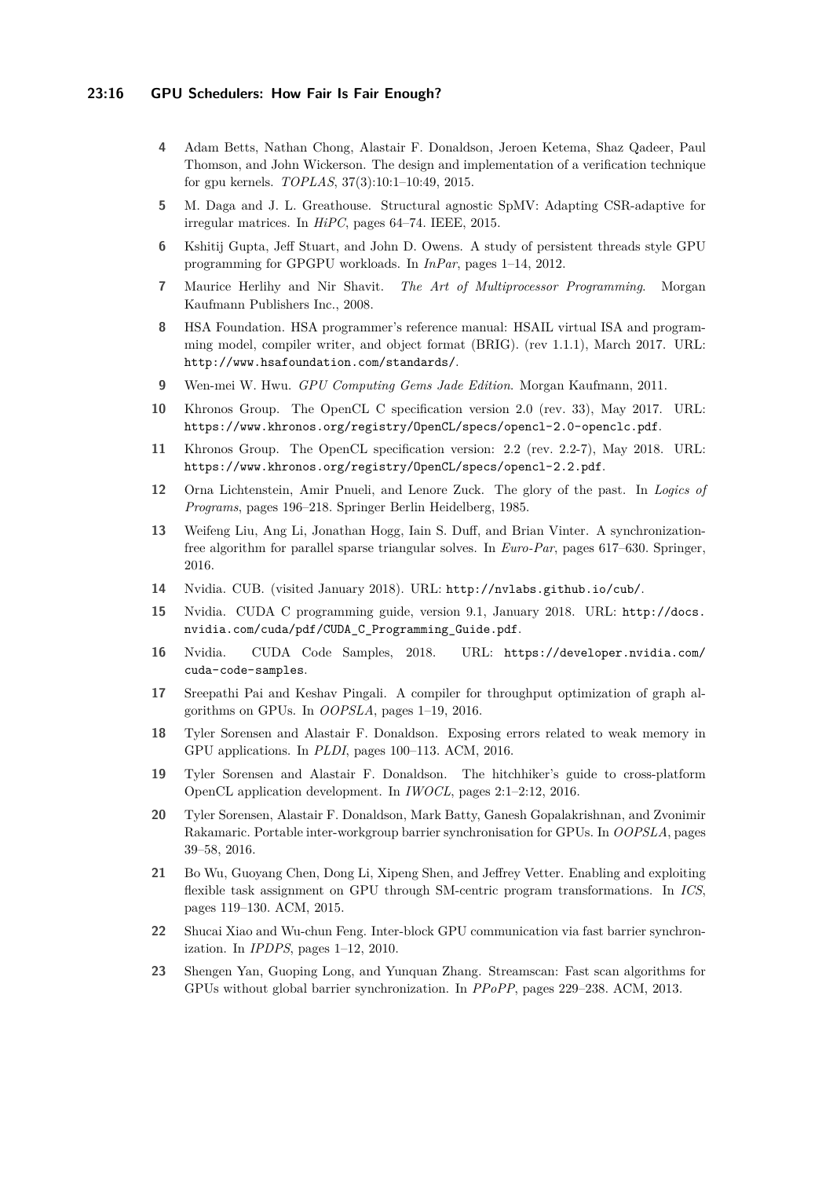4 Adam Betts, Nathan Chong, Alastair F. Donaldson, Jeroen Ketema, Shaz Qadeer, Paul Thomson, and John Wickerson. The design and implementation of a verification technique for gpu kernels. *TOPLAS*, 37(3):10:1–10:49, 2015.

5 M. Daga and J. L. Greathouse. Structural agnostic SpMV: Adapting CSR-adaptive for irregular matrices. In *HiPC*, pages 64–74. IEEE, 2015.

6 Kshitij Gupta, Jeff Stuart, and John D. Owens. A study of persistent threads style GPU programming for GPGPU workloads. In *InPar*, pages 1–14, 2012.

7 Maurice Herlihy and Nir Shavit. *The Art of Multiprocessor Programming*. Morgan Kaufmann Publishers Inc., 2008.

8 HSA Foundation. HSA programmer's reference manual: HSAIL virtual ISA and programming model, compiler writer, and object format (BRIG). (rev 1.1.1), March 2017. URL: `http://www.hsafoundation.com/standards/`.

9 Wen-mei W. Hwu. *GPU Computing Gems Jade Edition*. Morgan Kaufmann, 2011.

10 Khronos Group. The OpenCL C specification version 2.0 (rev. 33), May 2017. URL: `https://www.khronos.org/registry/OpenCL/specs/opencl-2.0-openclc.pdf`.

11 Khronos Group. The OpenCL specification version: 2.2 (rev. 2.2-7), May 2018. URL: `https://www.khronos.org/registry/OpenCL/specs/opencl-2.2.pdf`.

12 Orna Lichtenstein, Amir Pnueli, and Lenore Zuck. The glory of the past. In *Logics of Programs*, pages 196–218. Springer Berlin Heidelberg, 1985.

13 Weifeng Liu, Ang Li, Jonathan Hogg, Iain S. Duff, and Brian Vinter. A synchronization-free algorithm for parallel sparse triangular solves. In *Euro-Par*, pages 617–630. Springer, 2016.

14 Nvidia. CUB. (visited January 2018). URL: `http://nvlabs.github.io/cub/`.

15 Nvidia. CUDA C programming guide, version 9.1, January 2018. URL: `http://docs.nvidia.com/cuda/pdf/CUDA_C_Programming_Guide.pdf`.

16 Nvidia. CUDA Code Samples, 2018. URL: `https://developer.nvidia.com/cuda-code-samples`.

17 Sreepathi Pai and Keshav Pingali. A compiler for throughput optimization of graph algorithms on GPUs. In *OOPSLA*, pages 1–19, 2016.

18 Tyler Sorensen and Alastair F. Donaldson. Exposing errors related to weak memory in GPU applications. In *PLDI*, pages 100–113. ACM, 2016.

19 Tyler Sorensen and Alastair F. Donaldson. The hitchhiker's guide to cross-platform OpenCL application development. In *IWOCL*, pages 2:1–2:12, 2016.

20 Tyler Sorensen, Alastair F. Donaldson, Mark Batty, Ganesh Gopalakrishnan, and Zvonimir Rakamaric. Portable inter-workgroup barrier synchronisation for GPUs. In *OOPSLA*, pages 39–58, 2016.

21 Bo Wu, Guoyang Chen, Dong Li, Xipeng Shen, and Jeffrey Vetter. Enabling and exploiting flexible task assignment on GPU through SM-centric program transformations. In *ICS*, pages 119–130. ACM, 2015.

22 Shucai Xiao and Wu-chun Feng. Inter-block GPU communication via fast barrier synchronization. In *IPDPS*, pages 1–12, 2010.

23 Shengen Yan, Guoping Long, and Yunquan Zhang. Streamscan: Fast scan algorithms for GPUs without global barrier synchronization. In *PPoPP*, pages 229–238. ACM, 2013.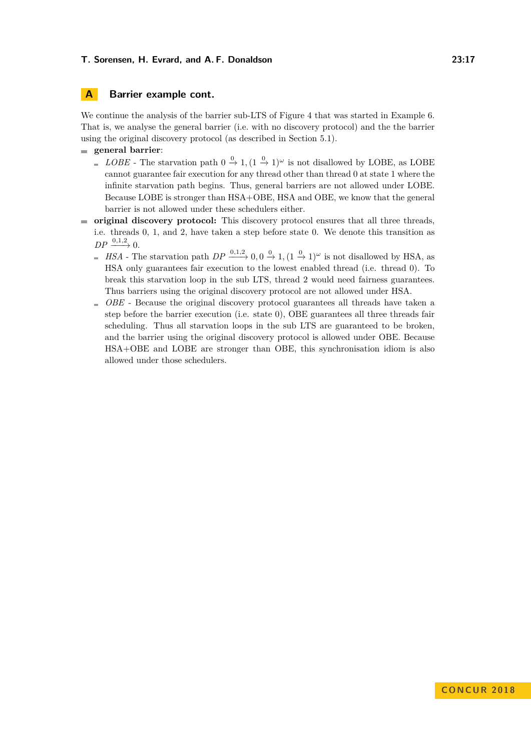# A Barrier example cont.

We continue the analysis of the barrier sub-LTS of Figure 4 that was started in Example 6. That is, we analyse the general barrier (i.e. with no discovery protocol) and the the barrier using the original discovery protocol (as described in Section 5.1).

- **general barrier**:
  - *LOBE* - The starvation path $0 \xrightarrow{0} 1, (1 \xrightarrow{0} 1)^\omega$ is not disallowed by LOBE, as LOBE cannot guarantee fair execution for any thread other than thread 0 at state 1 where the infinite starvation path begins. Thus, general barriers are not allowed under LOBE. Because LOBE is stronger than HSA+OBE, HSA and OBE, we know that the general barrier is not allowed under these schedulers either.
- **original discovery protocol:** This discovery protocol ensures that all three threads, i.e. threads 0, 1, and 2, have taken a step before state 0. We denote this transition as $DP \xrightarrow{0,1,2} 0$.
  - *HSA* - The starvation path $DP \xrightarrow{0,1,2} 0, 0 \xrightarrow{0} 1, (1 \xrightarrow{0} 1)^\omega$ is not disallowed by HSA, as HSA only guarantees fair execution to the lowest enabled thread (i.e. thread 0). To break this starvation loop in the sub LTS, thread 2 would need fairness guarantees. Thus barriers using the original discovery protocol are not allowed under HSA.
  - *OBE* - Because the original discovery protocol guarantees all threads have taken a step before the barrier execution (i.e. state 0), OBE guarantees all three threads fair scheduling. Thus all starvation loops in the sub LTS are guaranteed to be broken, and the barrier using the original discovery protocol is allowed under OBE. Because HSA+OBE and LOBE are stronger than OBE, this synchronisation idiom is also allowed under those schedulers.